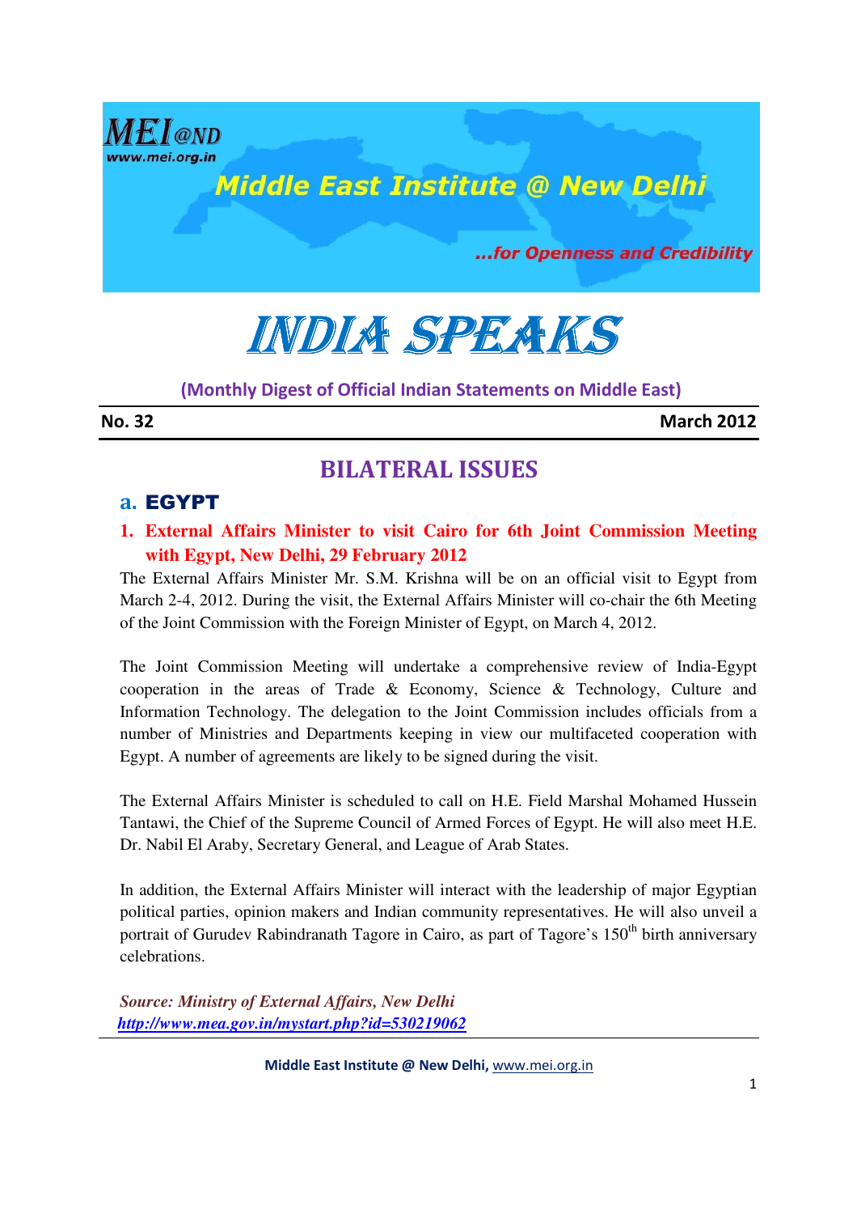MEI@ND
www.mei.org.in

Middle East Institute @ New Delhi

...for Openness and Credibility

# INDIA SPEAKS

(Monthly Digest of Official Indian Statements on Middle East)

**No. 32** **March 2012**

## BILATERAL ISSUES

### a. EGYPT

**1. External Affairs Minister to visit Cairo for 6th Joint Commission Meeting with Egypt, New Delhi, 29 February 2012**

The External Affairs Minister Mr. S.M. Krishna will be on an official visit to Egypt from March 2-4, 2012. During the visit, the External Affairs Minister will co-chair the 6th Meeting of the Joint Commission with the Foreign Minister of Egypt, on March 4, 2012.

The Joint Commission Meeting will undertake a comprehensive review of India-Egypt cooperation in the areas of Trade & Economy, Science & Technology, Culture and Information Technology. The delegation to the Joint Commission includes officials from a number of Ministries and Departments keeping in view our multifaceted cooperation with Egypt. A number of agreements are likely to be signed during the visit.

The External Affairs Minister is scheduled to call on H.E. Field Marshal Mohamed Hussein Tantawi, the Chief of the Supreme Council of Armed Forces of Egypt. He will also meet H.E. Dr. Nabil El Araby, Secretary General, and League of Arab States.

In addition, the External Affairs Minister will interact with the leadership of major Egyptian political parties, opinion makers and Indian community representatives. He will also unveil a portrait of Gurudev Rabindranath Tagore in Cairo, as part of Tagore's 150th birth anniversary celebrations.

*Source: Ministry of External Affairs, New Delhi*
*http://www.mea.gov.in/mystart.php?id=530219062*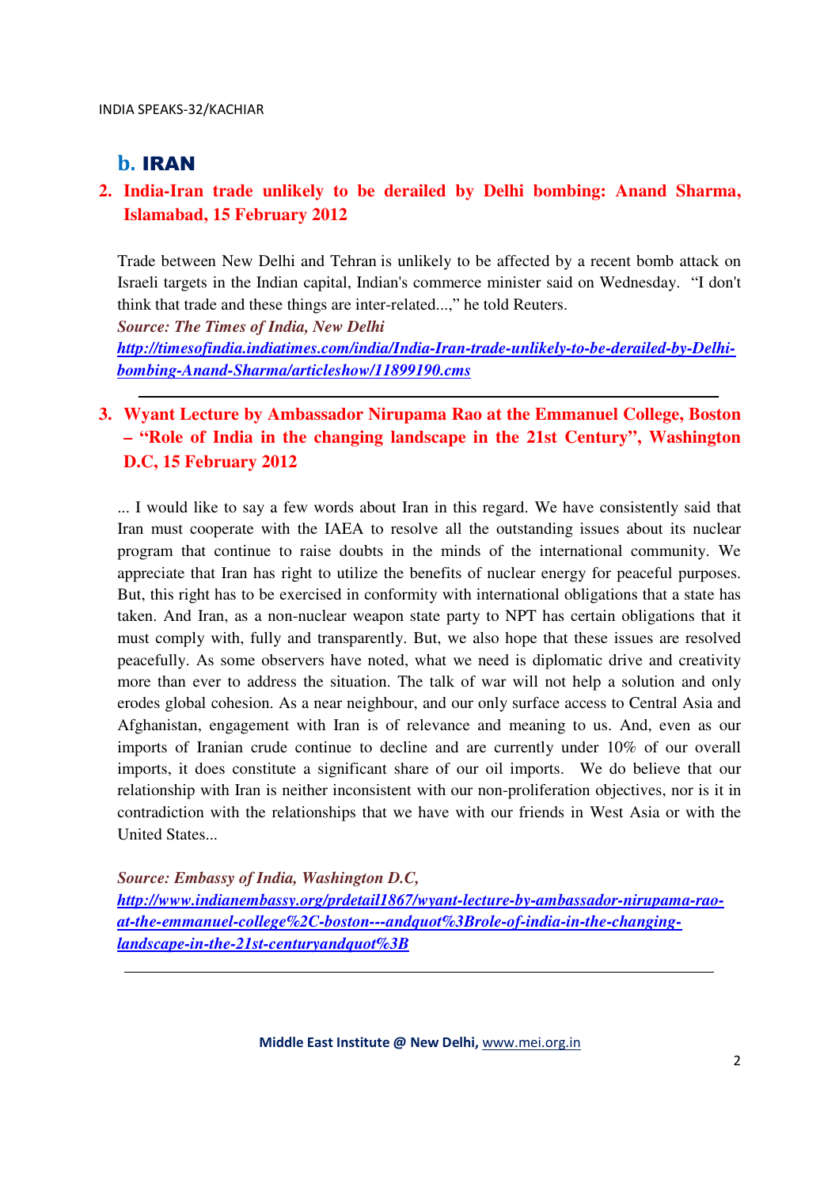## b. IRAN

### 2. India-Iran trade unlikely to be derailed by Delhi bombing: Anand Sharma, Islamabad, 15 February 2012

Trade between New Delhi and Tehran is unlikely to be affected by a recent bomb attack on Israeli targets in the Indian capital, Indian's commerce minister said on Wednesday. "I don't think that trade and these things are inter-related...," he told Reuters.

***Source: The Times of India, New Delhi***

***http://timesofindia.indiatimes.com/india/India-Iran-trade-unlikely-to-be-derailed-by-Delhi-bombing-Anand-Sharma/articleshow/11899190.cms***

---

### 3. Wyant Lecture by Ambassador Nirupama Rao at the Emmanuel College, Boston – "Role of India in the changing landscape in the 21st Century", Washington D.C, 15 February 2012

... I would like to say a few words about Iran in this regard. We have consistently said that Iran must cooperate with the IAEA to resolve all the outstanding issues about its nuclear program that continue to raise doubts in the minds of the international community. We appreciate that Iran has right to utilize the benefits of nuclear energy for peaceful purposes. But, this right has to be exercised in conformity with international obligations that a state has taken. And Iran, as a non-nuclear weapon state party to NPT has certain obligations that it must comply with, fully and transparently. But, we also hope that these issues are resolved peacefully. As some observers have noted, what we need is diplomatic drive and creativity more than ever to address the situation. The talk of war will not help a solution and only erodes global cohesion. As a near neighbour, and our only surface access to Central Asia and Afghanistan, engagement with Iran is of relevance and meaning to us. And, even as our imports of Iranian crude continue to decline and are currently under 10% of our overall imports, it does constitute a significant share of our oil imports. We do believe that our relationship with Iran is neither inconsistent with our non-proliferation objectives, nor is it in contradiction with the relationships that we have with our friends in West Asia or with the United States...

***Source: Embassy of India, Washington D.C,***

***http://www.indianembassy.org/prdetail1867/wyant-lecture-by-ambassador-nirupama-rao-at-the-emmanuel-college%2C-boston---andquot%3Brole-of-india-in-the-changing-landscape-in-the-21st-centuryandquot%3B***

---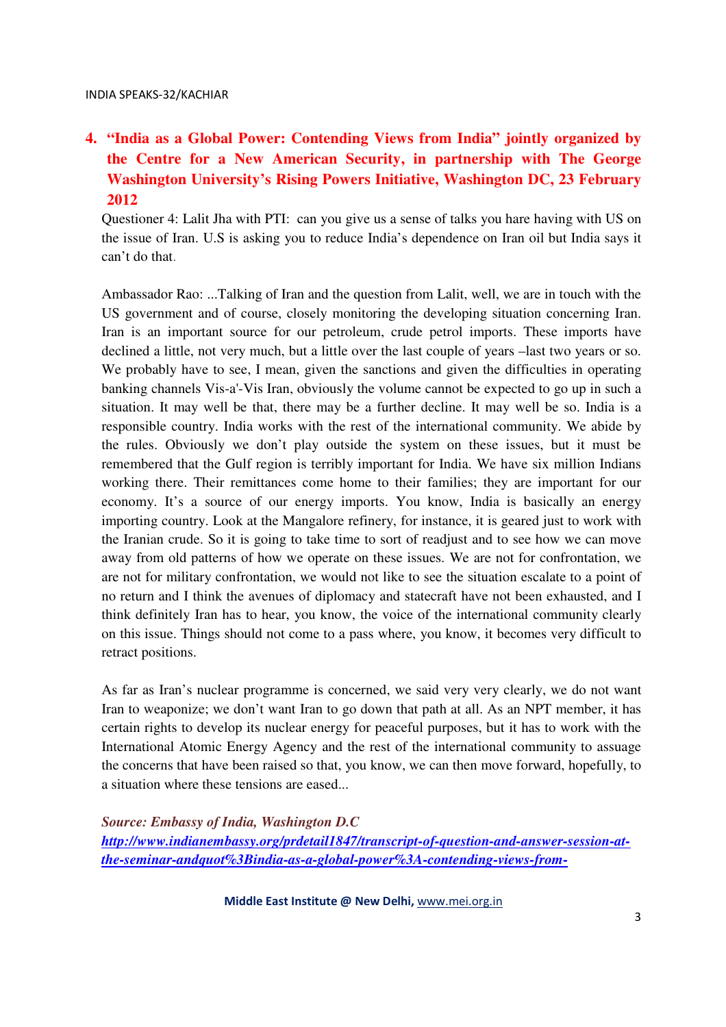## 4. "India as a Global Power: Contending Views from India" jointly organized by the Centre for a New American Security, in partnership with The George Washington University's Rising Powers Initiative, Washington DC, 23 February 2012

Questioner 4: Lalit Jha with PTI: can you give us a sense of talks you hare having with US on the issue of Iran. U.S is asking you to reduce India's dependence on Iran oil but India says it can't do that.

Ambassador Rao: ...Talking of Iran and the question from Lalit, well, we are in touch with the US government and of course, closely monitoring the developing situation concerning Iran. Iran is an important source for our petroleum, crude petrol imports. These imports have declined a little, not very much, but a little over the last couple of years –last two years or so. We probably have to see, I mean, given the sanctions and given the difficulties in operating banking channels Vis-a'-Vis Iran, obviously the volume cannot be expected to go up in such a situation. It may well be that, there may be a further decline. It may well be so. India is a responsible country. India works with the rest of the international community. We abide by the rules. Obviously we don't play outside the system on these issues, but it must be remembered that the Gulf region is terribly important for India. We have six million Indians working there. Their remittances come home to their families; they are important for our economy. It's a source of our energy imports. You know, India is basically an energy importing country. Look at the Mangalore refinery, for instance, it is geared just to work with the Iranian crude. So it is going to take time to sort of readjust and to see how we can move away from old patterns of how we operate on these issues. We are not for confrontation, we are not for military confrontation, we would not like to see the situation escalate to a point of no return and I think the avenues of diplomacy and statecraft have not been exhausted, and I think definitely Iran has to hear, you know, the voice of the international community clearly on this issue. Things should not come to a pass where, you know, it becomes very difficult to retract positions.

As far as Iran's nuclear programme is concerned, we said very very clearly, we do not want Iran to weaponize; we don't want Iran to go down that path at all. As an NPT member, it has certain rights to develop its nuclear energy for peaceful purposes, but it has to work with the International Atomic Energy Agency and the rest of the international community to assuage the concerns that have been raised so that, you know, we can then move forward, hopefully, to a situation where these tensions are eased...

***Source: Embassy of India, Washington D.C***
***http://www.indianembassy.org/prdetail1847/transcript-of-question-and-answer-session-at-the-seminar-andquot%3Bindia-as-a-global-power%3A-contending-views-from-***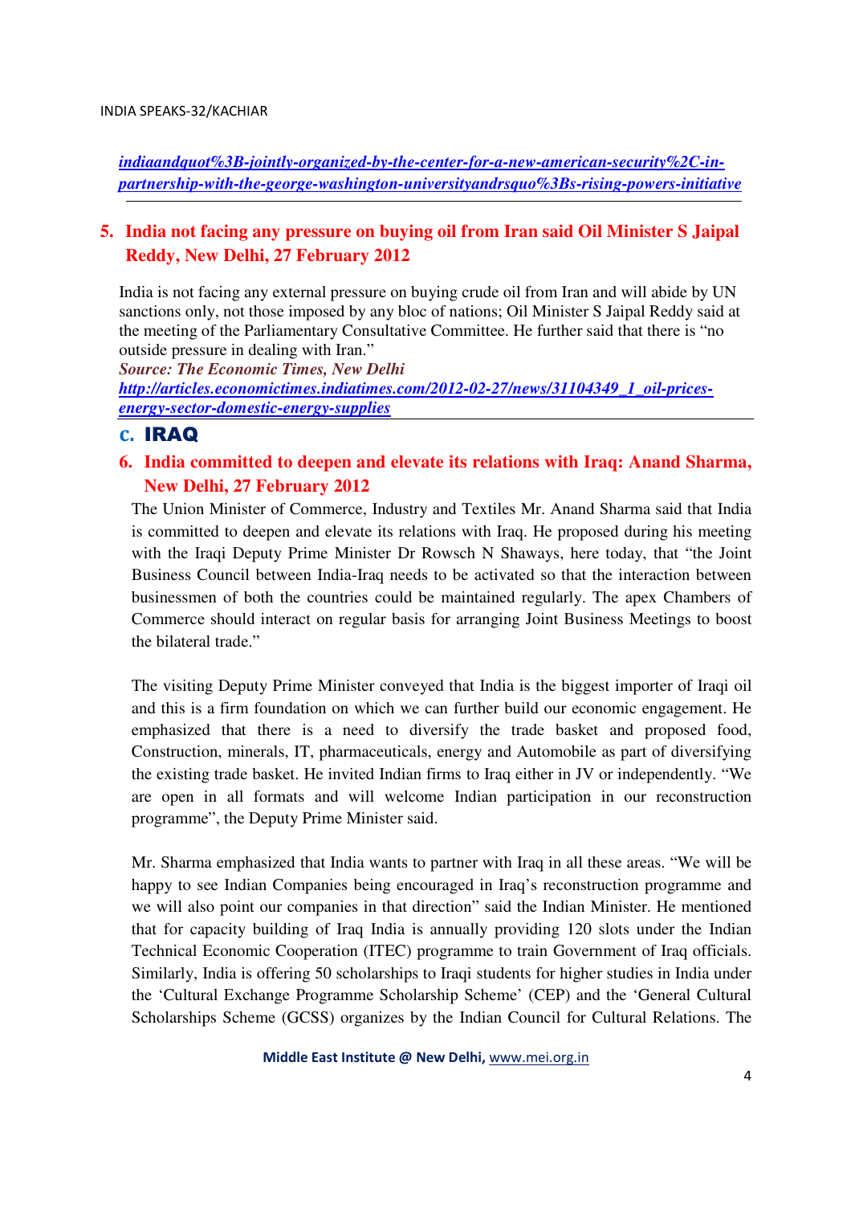*[indiaandquot%3B-jointly-organized-by-the-center-for-a-new-american-security%2C-in-partnership-with-the-george-washington-universityandrsquo%3Bs-rising-powers-initiative](indiaandquot%3B-jointly-organized-by-the-center-for-a-new-american-security%2C-in-partnership-with-the-george-washington-universityandrsquo%3Bs-rising-powers-initiative)*

### 5. India not facing any pressure on buying oil from Iran said Oil Minister S Jaipal Reddy, New Delhi, 27 February 2012

India is not facing any external pressure on buying crude oil from Iran and will abide by UN sanctions only, not those imposed by any bloc of nations; Oil Minister S Jaipal Reddy said at the meeting of the Parliamentary Consultative Committee. He further said that there is "no outside pressure in dealing with Iran."

***Source: The Economic Times, New Delhi***

*[http://articles.economictimes.indiatimes.com/2012-02-27/news/31104349_1_oil-prices-energy-sector-domestic-energy-supplies](http://articles.economictimes.indiatimes.com/2012-02-27/news/31104349_1_oil-prices-energy-sector-domestic-energy-supplies)*

## C. IRAQ

### 6. India committed to deepen and elevate its relations with Iraq: Anand Sharma, New Delhi, 27 February 2012

The Union Minister of Commerce, Industry and Textiles Mr. Anand Sharma said that India is committed to deepen and elevate its relations with Iraq. He proposed during his meeting with the Iraqi Deputy Prime Minister Dr Rowsch N Shaways, here today, that "the Joint Business Council between India-Iraq needs to be activated so that the interaction between businessmen of both the countries could be maintained regularly. The apex Chambers of Commerce should interact on regular basis for arranging Joint Business Meetings to boost the bilateral trade."

The visiting Deputy Prime Minister conveyed that India is the biggest importer of Iraqi oil and this is a firm foundation on which we can further build our economic engagement. He emphasized that there is a need to diversify the trade basket and proposed food, Construction, minerals, IT, pharmaceuticals, energy and Automobile as part of diversifying the existing trade basket. He invited Indian firms to Iraq either in JV or independently. "We are open in all formats and will welcome Indian participation in our reconstruction programme", the Deputy Prime Minister said.

Mr. Sharma emphasized that India wants to partner with Iraq in all these areas. "We will be happy to see Indian Companies being encouraged in Iraq's reconstruction programme and we will also point our companies in that direction" said the Indian Minister. He mentioned that for capacity building of Iraq India is annually providing 120 slots under the Indian Technical Economic Cooperation (ITEC) programme to train Government of Iraq officials. Similarly, India is offering 50 scholarships to Iraqi students for higher studies in India under the 'Cultural Exchange Programme Scholarship Scheme' (CEP) and the 'General Cultural Scholarships Scheme (GCSS) organizes by the Indian Council for Cultural Relations. The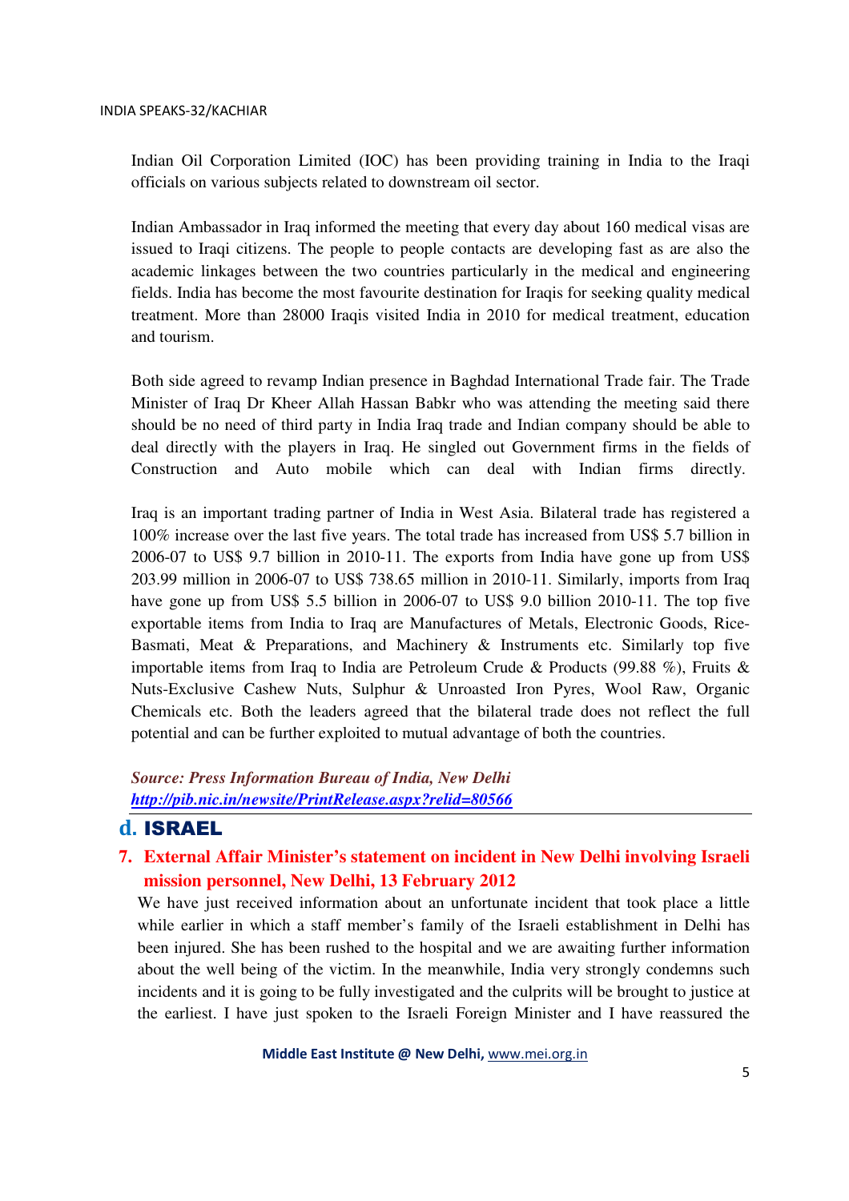Indian Oil Corporation Limited (IOC) has been providing training in India to the Iraqi officials on various subjects related to downstream oil sector.

Indian Ambassador in Iraq informed the meeting that every day about 160 medical visas are issued to Iraqi citizens. The people to people contacts are developing fast as are also the academic linkages between the two countries particularly in the medical and engineering fields. India has become the most favourite destination for Iraqis for seeking quality medical treatment. More than 28000 Iraqis visited India in 2010 for medical treatment, education and tourism.

Both side agreed to revamp Indian presence in Baghdad International Trade fair. The Trade Minister of Iraq Dr Kheer Allah Hassan Babkr who was attending the meeting said there should be no need of third party in India Iraq trade and Indian company should be able to deal directly with the players in Iraq. He singled out Government firms in the fields of Construction and Auto mobile which can deal with Indian firms directly.

Iraq is an important trading partner of India in West Asia. Bilateral trade has registered a 100% increase over the last five years. The total trade has increased from US$ 5.7 billion in 2006-07 to US$ 9.7 billion in 2010-11. The exports from India have gone up from US$ 203.99 million in 2006-07 to US$ 738.65 million in 2010-11. Similarly, imports from Iraq have gone up from US$ 5.5 billion in 2006-07 to US$ 9.0 billion 2010-11. The top five exportable items from India to Iraq are Manufactures of Metals, Electronic Goods, Rice-Basmati, Meat & Preparations, and Machinery & Instruments etc. Similarly top five importable items from Iraq to India are Petroleum Crude & Products (99.88 %), Fruits & Nuts-Exclusive Cashew Nuts, Sulphur & Unroasted Iron Pyres, Wool Raw, Organic Chemicals etc. Both the leaders agreed that the bilateral trade does not reflect the full potential and can be further exploited to mutual advantage of both the countries.

***Source: Press Information Bureau of India, New Delhi***
***http://pib.nic.in/newsite/PrintRelease.aspx?relid=80566***

## d. ISRAEL

### 7. External Affair Minister's statement on incident in New Delhi involving Israeli mission personnel, New Delhi, 13 February 2012

We have just received information about an unfortunate incident that took place a little while earlier in which a staff member's family of the Israeli establishment in Delhi has been injured. She has been rushed to the hospital and we are awaiting further information about the well being of the victim. In the meanwhile, India very strongly condemns such incidents and it is going to be fully investigated and the culprits will be brought to justice at the earliest. I have just spoken to the Israeli Foreign Minister and I have reassured the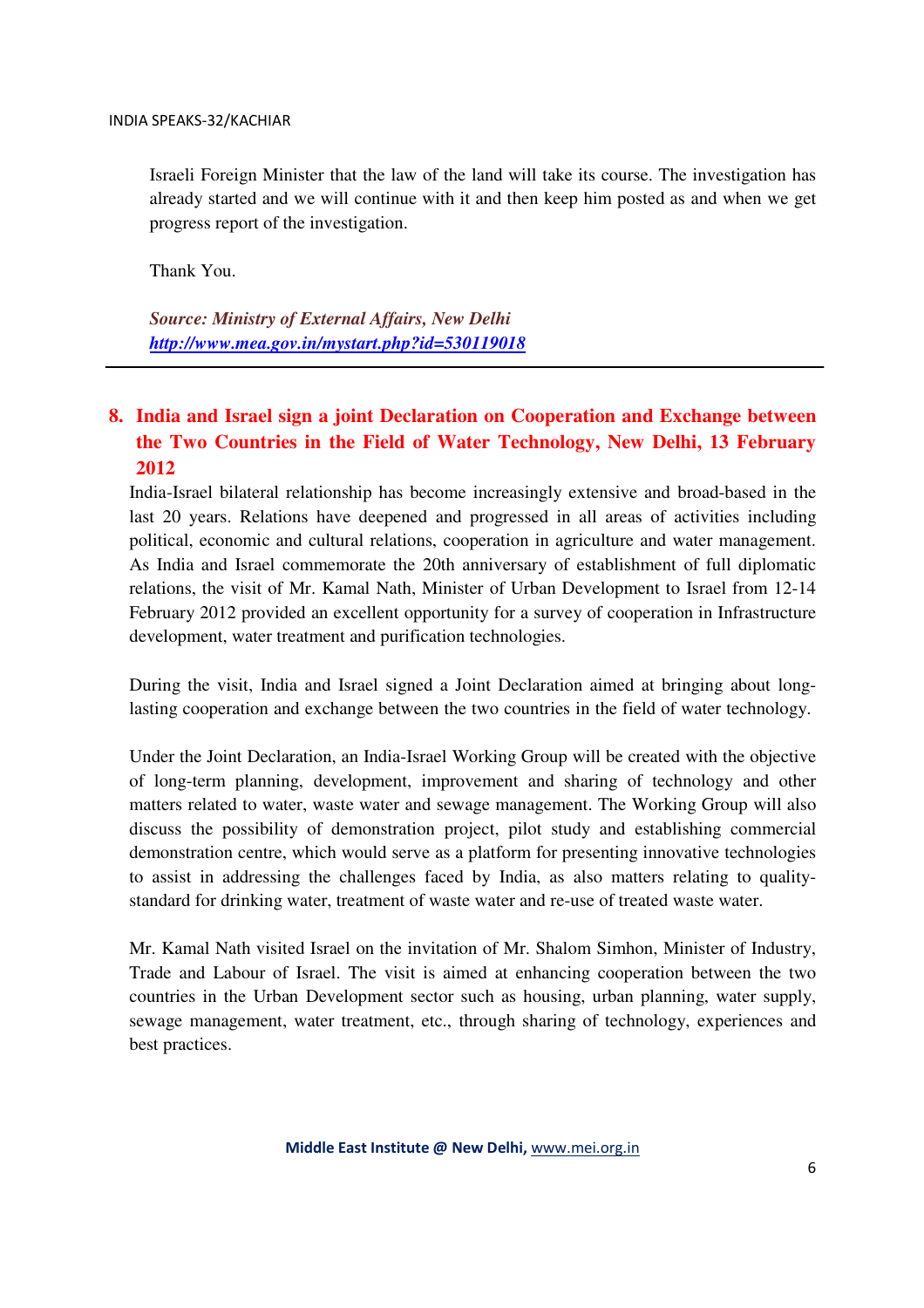Israeli Foreign Minister that the law of the land will take its course. The investigation has already started and we will continue with it and then keep him posted as and when we get progress report of the investigation.

Thank You.

***Source: Ministry of External Affairs, New Delhi***
***http://www.mea.gov.in/mystart.php?id=530119018***

---

## 8. India and Israel sign a joint Declaration on Cooperation and Exchange between the Two Countries in the Field of Water Technology, New Delhi, 13 February 2012

India-Israel bilateral relationship has become increasingly extensive and broad-based in the last 20 years. Relations have deepened and progressed in all areas of activities including political, economic and cultural relations, cooperation in agriculture and water management. As India and Israel commemorate the 20th anniversary of establishment of full diplomatic relations, the visit of Mr. Kamal Nath, Minister of Urban Development to Israel from 12-14 February 2012 provided an excellent opportunity for a survey of cooperation in Infrastructure development, water treatment and purification technologies.

During the visit, India and Israel signed a Joint Declaration aimed at bringing about long-lasting cooperation and exchange between the two countries in the field of water technology.

Under the Joint Declaration, an India-Israel Working Group will be created with the objective of long-term planning, development, improvement and sharing of technology and other matters related to water, waste water and sewage management. The Working Group will also discuss the possibility of demonstration project, pilot study and establishing commercial demonstration centre, which would serve as a platform for presenting innovative technologies to assist in addressing the challenges faced by India, as also matters relating to quality-standard for drinking water, treatment of waste water and re-use of treated waste water.

Mr. Kamal Nath visited Israel on the invitation of Mr. Shalom Simhon, Minister of Industry, Trade and Labour of Israel. The visit is aimed at enhancing cooperation between the two countries in the Urban Development sector such as housing, urban planning, water supply, sewage management, water treatment, etc., through sharing of technology, experiences and best practices.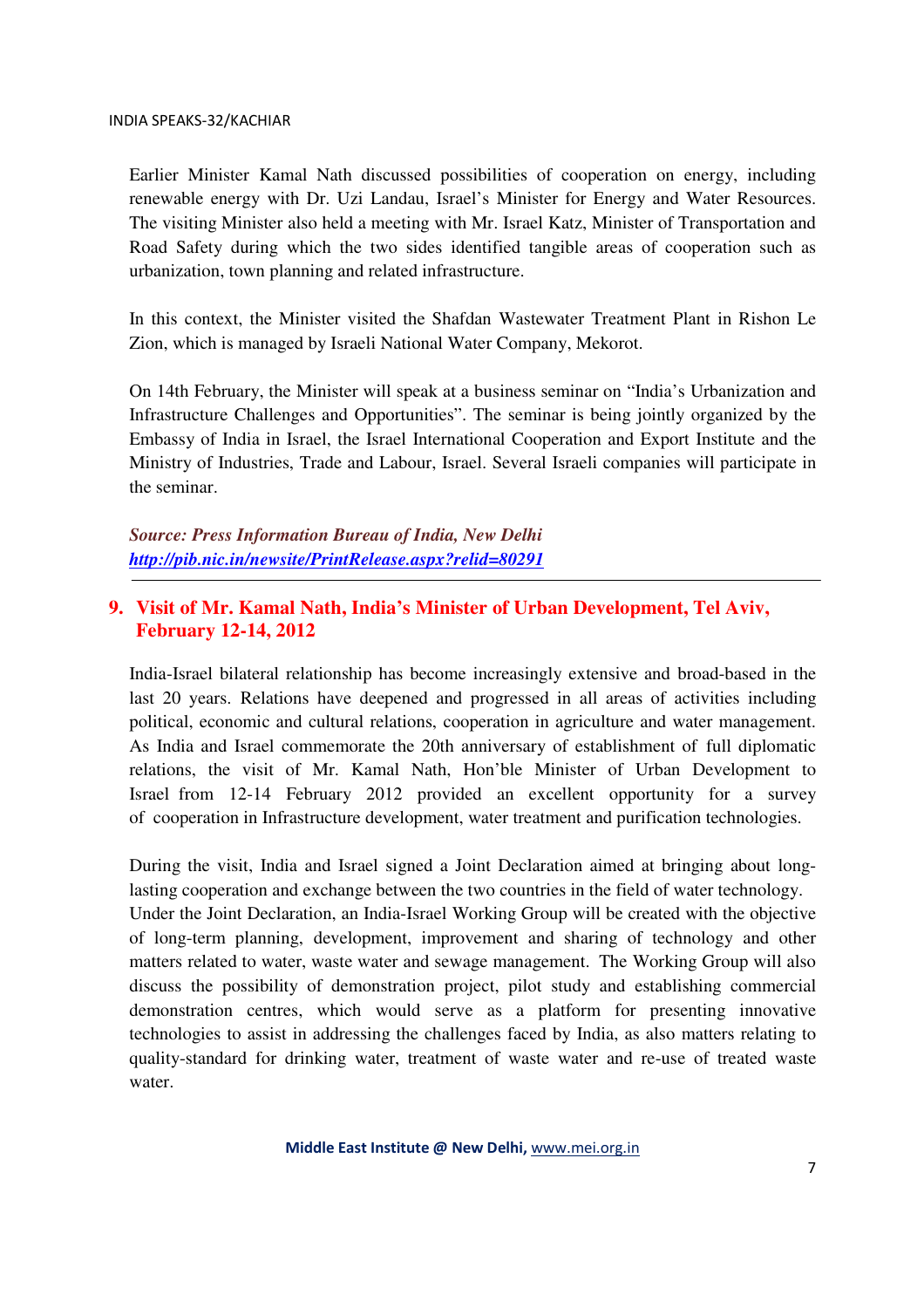Earlier Minister Kamal Nath discussed possibilities of cooperation on energy, including renewable energy with Dr. Uzi Landau, Israel's Minister for Energy and Water Resources. The visiting Minister also held a meeting with Mr. Israel Katz, Minister of Transportation and Road Safety during which the two sides identified tangible areas of cooperation such as urbanization, town planning and related infrastructure.

In this context, the Minister visited the Shafdan Wastewater Treatment Plant in Rishon Le Zion, which is managed by Israeli National Water Company, Mekorot.

On 14th February, the Minister will speak at a business seminar on "India's Urbanization and Infrastructure Challenges and Opportunities". The seminar is being jointly organized by the Embassy of India in Israel, the Israel International Cooperation and Export Institute and the Ministry of Industries, Trade and Labour, Israel. Several Israeli companies will participate in the seminar.

***Source: Press Information Bureau of India, New Delhi***
***http://pib.nic.in/newsite/PrintRelease.aspx?relid=80291***

---

## 9. Visit of Mr. Kamal Nath, India's Minister of Urban Development, Tel Aviv, February 12-14, 2012

India-Israel bilateral relationship has become increasingly extensive and broad-based in the last 20 years. Relations have deepened and progressed in all areas of activities including political, economic and cultural relations, cooperation in agriculture and water management. As India and Israel commemorate the 20th anniversary of establishment of full diplomatic relations, the visit of Mr. Kamal Nath, Hon'ble Minister of Urban Development to Israel from 12-14 February 2012 provided an excellent opportunity for a survey of cooperation in Infrastructure development, water treatment and purification technologies.

During the visit, India and Israel signed a Joint Declaration aimed at bringing about long-lasting cooperation and exchange between the two countries in the field of water technology. Under the Joint Declaration, an India-Israel Working Group will be created with the objective of long-term planning, development, improvement and sharing of technology and other matters related to water, waste water and sewage management. The Working Group will also discuss the possibility of demonstration project, pilot study and establishing commercial demonstration centres, which would serve as a platform for presenting innovative technologies to assist in addressing the challenges faced by India, as also matters relating to quality-standard for drinking water, treatment of waste water and re-use of treated waste water.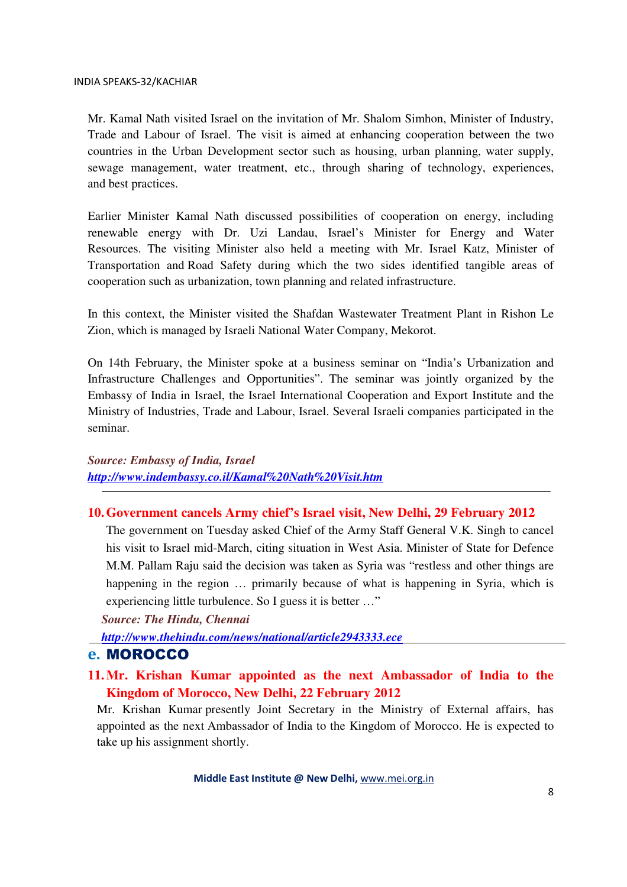Mr. Kamal Nath visited Israel on the invitation of Mr. Shalom Simhon, Minister of Industry, Trade and Labour of Israel. The visit is aimed at enhancing cooperation between the two countries in the Urban Development sector such as housing, urban planning, water supply, sewage management, water treatment, etc., through sharing of technology, experiences, and best practices.

Earlier Minister Kamal Nath discussed possibilities of cooperation on energy, including renewable energy with Dr. Uzi Landau, Israel's Minister for Energy and Water Resources. The visiting Minister also held a meeting with Mr. Israel Katz, Minister of Transportation and Road Safety during which the two sides identified tangible areas of cooperation such as urbanization, town planning and related infrastructure.

In this context, the Minister visited the Shafdan Wastewater Treatment Plant in Rishon Le Zion, which is managed by Israeli National Water Company, Mekorot.

On 14th February, the Minister spoke at a business seminar on "India's Urbanization and Infrastructure Challenges and Opportunities". The seminar was jointly organized by the Embassy of India in Israel, the Israel International Cooperation and Export Institute and the Ministry of Industries, Trade and Labour, Israel. Several Israeli companies participated in the seminar.

***Source: Embassy of India, Israel***
***http://www.indembassy.co.il/Kamal%20Nath%20Visit.htm***

---

### 10. Government cancels Army chief's Israel visit, New Delhi, 29 February 2012

The government on Tuesday asked Chief of the Army Staff General V.K. Singh to cancel his visit to Israel mid-March, citing situation in West Asia. Minister of State for Defence M.M. Pallam Raju said the decision was taken as Syria was "restless and other things are happening in the region … primarily because of what is happening in Syria, which is experiencing little turbulence. So I guess it is better …"

***Source: The Hindu, Chennai***
***http://www.thehindu.com/news/national/article2943333.ece***

## e. MOROCCO

### 11. Mr. Krishan Kumar appointed as the next Ambassador of India to the Kingdom of Morocco, New Delhi, 22 February 2012

Mr. Krishan Kumar presently Joint Secretary in the Ministry of External affairs, has appointed as the next Ambassador of India to the Kingdom of Morocco. He is expected to take up his assignment shortly.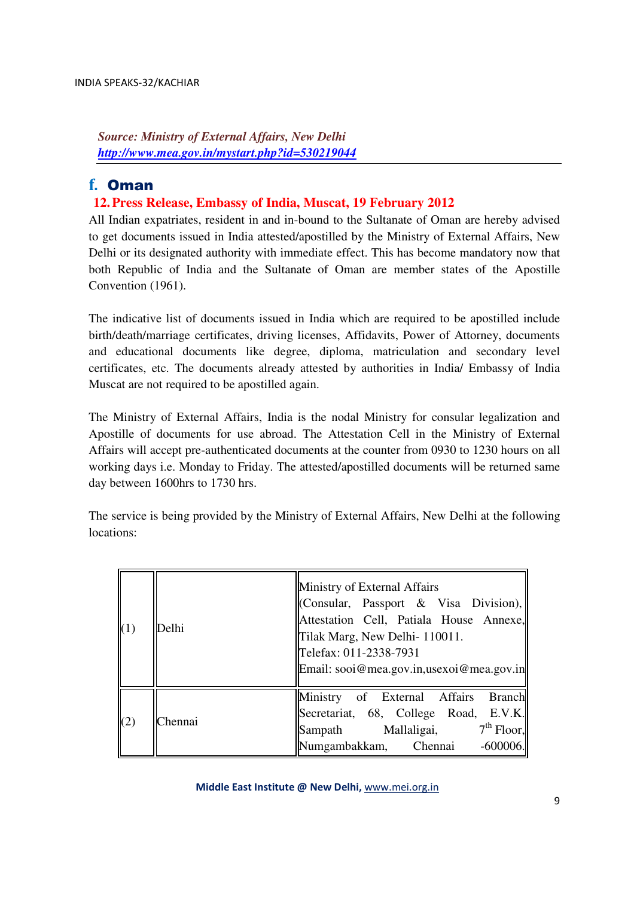*Source: Ministry of External Affairs, New Delhi*
*http://www.mea.gov.in/mystart.php?id=530219044*

## f. Oman

### 12. Press Release, Embassy of India, Muscat, 19 February 2012

All Indian expatriates, resident in and in-bound to the Sultanate of Oman are hereby advised to get documents issued in India attested/apostilled by the Ministry of External Affairs, New Delhi or its designated authority with immediate effect. This has become mandatory now that both Republic of India and the Sultanate of Oman are member states of the Apostille Convention (1961).

The indicative list of documents issued in India which are required to be apostilled include birth/death/marriage certificates, driving licenses, Affidavits, Power of Attorney, documents and educational documents like degree, diploma, matriculation and secondary level certificates, etc. The documents already attested by authorities in India/ Embassy of India Muscat are not required to be apostilled again.

The Ministry of External Affairs, India is the nodal Ministry for consular legalization and Apostille of documents for use abroad. The Attestation Cell in the Ministry of External Affairs will accept pre-authenticated documents at the counter from 0930 to 1230 hours on all working days i.e. Monday to Friday. The attested/apostilled documents will be returned same day between 1600hrs to 1730 hrs.

The service is being provided by the Ministry of External Affairs, New Delhi at the following locations:

| | | |
|---|---|---|
| (1) | Delhi | Ministry of External Affairs (Consular, Passport & Visa Division), Attestation Cell, Patiala House Annexe, Tilak Marg, New Delhi- 110011. Telefax: 011-2338-7931 Email: sooi@mea.gov.in,usexoi@mea.gov.in |
| (2) | Chennai | Ministry of External Affairs Branch Secretariat, 68, College Road, E.V.K. Sampath Mallaligai, 7th Floor, Numgambakkam, Chennai -600006. |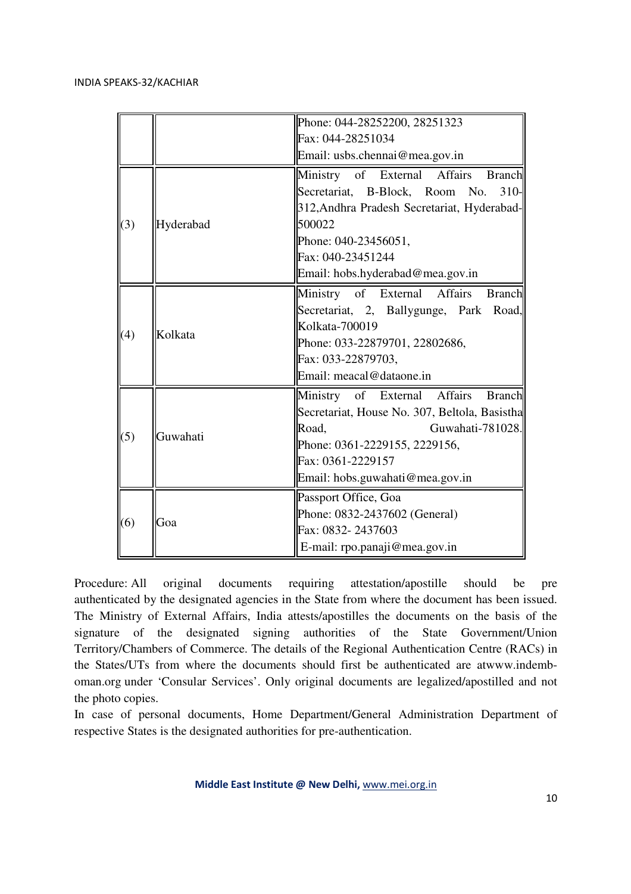|  |  |  |
|---|---|---|
| | | Phone: 044-28252200, 28251323<br>Fax: 044-28251034<br>Email: usbs.chennai@mea.gov.in |
| (3) | Hyderabad | Ministry of External Affairs Branch Secretariat, B-Block, Room No. 310-312,Andhra Pradesh Secretariat, Hyderabad-500022<br>Phone: 040-23456051,<br>Fax: 040-23451244<br>Email: hobs.hyderabad@mea.gov.in |
| (4) | Kolkata | Ministry of External Affairs Branch Secretariat, 2, Ballygunge, Park Road, Kolkata-700019<br>Phone: 033-22879701, 22802686,<br>Fax: 033-22879703,<br>Email: meacal@dataone.in |
| (5) | Guwahati | Ministry of External Affairs Branch Secretariat, House No. 307, Beltola, Basistha Road, Guwahati-781028.<br>Phone: 0361-2229155, 2229156,<br>Fax: 0361-2229157<br>Email: hobs.guwahati@mea.gov.in |
| (6) | Goa | Passport Office, Goa<br>Phone: 0832-2437602 (General)<br>Fax: 0832- 2437603<br>E-mail: rpo.panaji@mea.gov.in |

Procedure: All original documents requiring attestation/apostille should be pre authenticated by the designated agencies in the State from where the document has been issued. The Ministry of External Affairs, India attests/apostilles the documents on the basis of the signature of the designated signing authorities of the State Government/Union Territory/Chambers of Commerce. The details of the Regional Authentication Centre (RACs) in the States/UTs from where the documents should first be authenticated are atwww.indemb-oman.org under 'Consular Services'. Only original documents are legalized/apostilled and not the photo copies.

In case of personal documents, Home Department/General Administration Department of respective States is the designated authorities for pre-authentication.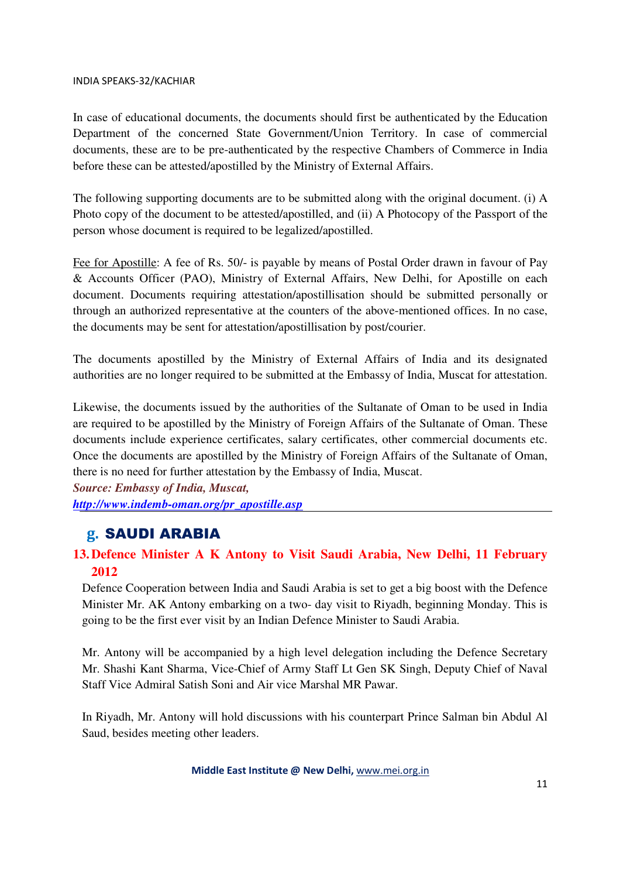In case of educational documents, the documents should first be authenticated by the Education Department of the concerned State Government/Union Territory. In case of commercial documents, these are to be pre-authenticated by the respective Chambers of Commerce in India before these can be attested/apostilled by the Ministry of External Affairs.

The following supporting documents are to be submitted along with the original document. (i) A Photo copy of the document to be attested/apostilled, and (ii) A Photocopy of the Passport of the person whose document is required to be legalized/apostilled.

Fee for Apostille: A fee of Rs. 50/- is payable by means of Postal Order drawn in favour of Pay & Accounts Officer (PAO), Ministry of External Affairs, New Delhi, for Apostille on each document. Documents requiring attestation/apostillisation should be submitted personally or through an authorized representative at the counters of the above-mentioned offices. In no case, the documents may be sent for attestation/apostillisation by post/courier.

The documents apostilled by the Ministry of External Affairs of India and its designated authorities are no longer required to be submitted at the Embassy of India, Muscat for attestation.

Likewise, the documents issued by the authorities of the Sultanate of Oman to be used in India are required to be apostilled by the Ministry of Foreign Affairs of the Sultanate of Oman. These documents include experience certificates, salary certificates, other commercial documents etc. Once the documents are apostilled by the Ministry of Foreign Affairs of the Sultanate of Oman, there is no need for further attestation by the Embassy of India, Muscat.

***Source: Embassy of India, Muscat,***
***http://www.indemb-oman.org/pr_apostille.asp***

## g. SAUDI ARABIA

### 13. Defence Minister A K Antony to Visit Saudi Arabia, New Delhi, 11 February 2012

Defence Cooperation between India and Saudi Arabia is set to get a big boost with the Defence Minister Mr. AK Antony embarking on a two- day visit to Riyadh, beginning Monday. This is going to be the first ever visit by an Indian Defence Minister to Saudi Arabia.

Mr. Antony will be accompanied by a high level delegation including the Defence Secretary Mr. Shashi Kant Sharma, Vice-Chief of Army Staff Lt Gen SK Singh, Deputy Chief of Naval Staff Vice Admiral Satish Soni and Air vice Marshal MR Pawar.

In Riyadh, Mr. Antony will hold discussions with his counterpart Prince Salman bin Abdul Al Saud, besides meeting other leaders.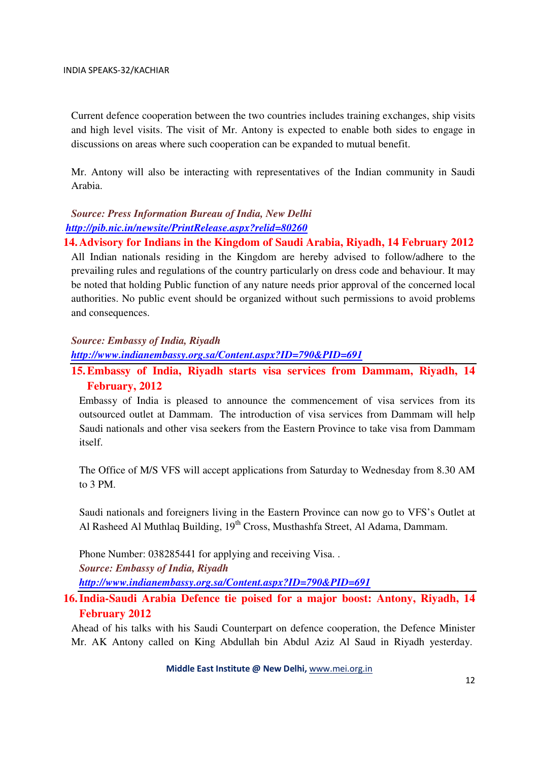Current defence cooperation between the two countries includes training exchanges, ship visits and high level visits. The visit of Mr. Antony is expected to enable both sides to engage in discussions on areas where such cooperation can be expanded to mutual benefit.

Mr. Antony will also be interacting with representatives of the Indian community in Saudi Arabia.

***Source: Press Information Bureau of India, New Delhi***
***http://pib.nic.in/newsite/PrintRelease.aspx?relid=80260***

## 14. Advisory for Indians in the Kingdom of Saudi Arabia, Riyadh, 14 February 2012

All Indian nationals residing in the Kingdom are hereby advised to follow/adhere to the prevailing rules and regulations of the country particularly on dress code and behaviour. It may be noted that holding Public function of any nature needs prior approval of the concerned local authorities. No public event should be organized without such permissions to avoid problems and consequences.

***Source: Embassy of India, Riyadh***
***http://www.indianembassy.org.sa/Content.aspx?ID=790&PID=691***

## 15. Embassy of India, Riyadh starts visa services from Dammam, Riyadh, 14 February, 2012

Embassy of India is pleased to announce the commencement of visa services from its outsourced outlet at Dammam. The introduction of visa services from Dammam will help Saudi nationals and other visa seekers from the Eastern Province to take visa from Dammam itself.

The Office of M/S VFS will accept applications from Saturday to Wednesday from 8.30 AM to 3 PM.

Saudi nationals and foreigners living in the Eastern Province can now go to VFS's Outlet at Al Rasheed Al Muthlaq Building, 19th Cross, Musthashfa Street, Al Adama, Dammam.

Phone Number: 038285441 for applying and receiving Visa. .
***Source: Embassy of India, Riyadh***
***http://www.indianembassy.org.sa/Content.aspx?ID=790&PID=691***

## 16. India-Saudi Arabia Defence tie poised for a major boost: Antony, Riyadh, 14 February 2012

Ahead of his talks with his Saudi Counterpart on defence cooperation, the Defence Minister Mr. AK Antony called on King Abdullah bin Abdul Aziz Al Saud in Riyadh yesterday.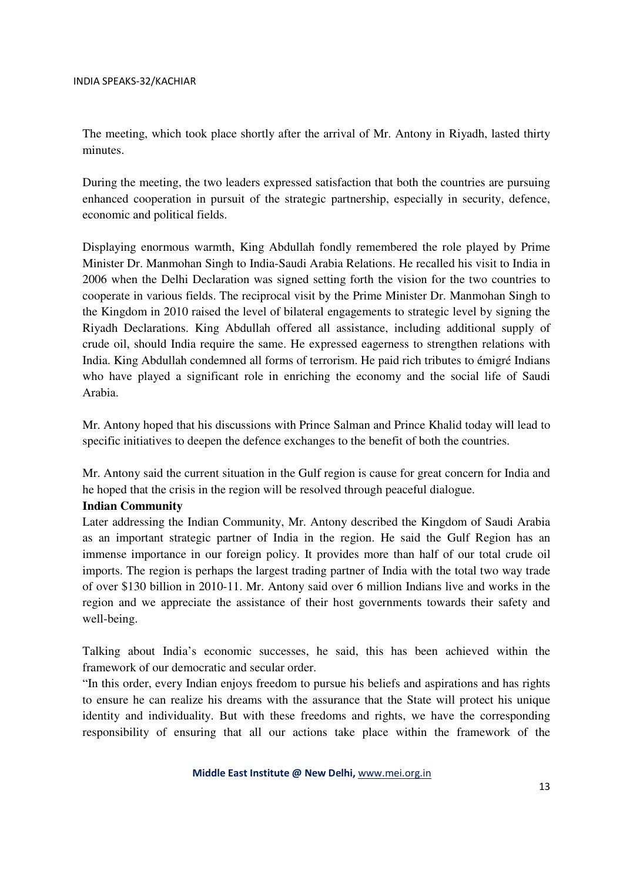The meeting, which took place shortly after the arrival of Mr. Antony in Riyadh, lasted thirty minutes.

During the meeting, the two leaders expressed satisfaction that both the countries are pursuing enhanced cooperation in pursuit of the strategic partnership, especially in security, defence, economic and political fields.

Displaying enormous warmth, King Abdullah fondly remembered the role played by Prime Minister Dr. Manmohan Singh to India-Saudi Arabia Relations. He recalled his visit to India in 2006 when the Delhi Declaration was signed setting forth the vision for the two countries to cooperate in various fields. The reciprocal visit by the Prime Minister Dr. Manmohan Singh to the Kingdom in 2010 raised the level of bilateral engagements to strategic level by signing the Riyadh Declarations. King Abdullah offered all assistance, including additional supply of crude oil, should India require the same. He expressed eagerness to strengthen relations with India. King Abdullah condemned all forms of terrorism. He paid rich tributes to émigré Indians who have played a significant role in enriching the economy and the social life of Saudi Arabia.

Mr. Antony hoped that his discussions with Prince Salman and Prince Khalid today will lead to specific initiatives to deepen the defence exchanges to the benefit of both the countries.

Mr. Antony said the current situation in the Gulf region is cause for great concern for India and he hoped that the crisis in the region will be resolved through peaceful dialogue.

**Indian Community**

Later addressing the Indian Community, Mr. Antony described the Kingdom of Saudi Arabia as an important strategic partner of India in the region. He said the Gulf Region has an immense importance in our foreign policy. It provides more than half of our total crude oil imports. The region is perhaps the largest trading partner of India with the total two way trade of over $130 billion in 2010-11. Mr. Antony said over 6 million Indians live and works in the region and we appreciate the assistance of their host governments towards their safety and well-being.

Talking about India's economic successes, he said, this has been achieved within the framework of our democratic and secular order.

"In this order, every Indian enjoys freedom to pursue his beliefs and aspirations and has rights to ensure he can realize his dreams with the assurance that the State will protect his unique identity and individuality. But with these freedoms and rights, we have the corresponding responsibility of ensuring that all our actions take place within the framework of the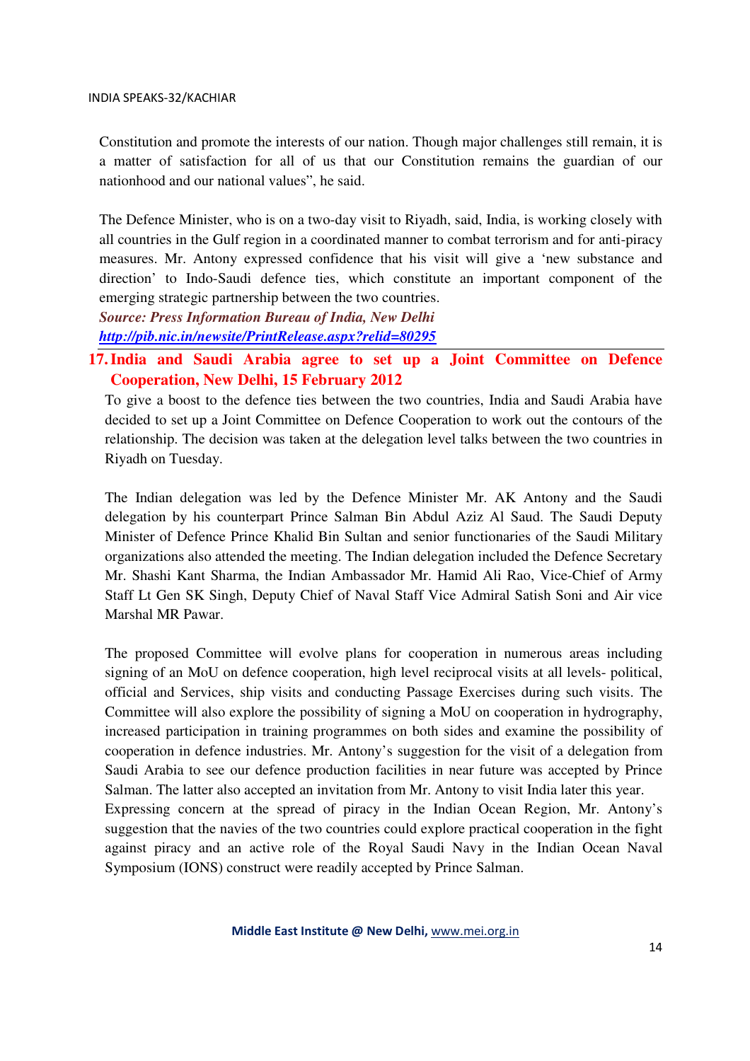Constitution and promote the interests of our nation. Though major challenges still remain, it is a matter of satisfaction for all of us that our Constitution remains the guardian of our nationhood and our national values", he said.

The Defence Minister, who is on a two-day visit to Riyadh, said, India, is working closely with all countries in the Gulf region in a coordinated manner to combat terrorism and for anti-piracy measures. Mr. Antony expressed confidence that his visit will give a 'new substance and direction' to Indo-Saudi defence ties, which constitute an important component of the emerging strategic partnership between the two countries.

***Source: Press Information Bureau of India, New Delhi***
***http://pib.nic.in/newsite/PrintRelease.aspx?relid=80295***

---

## 17. India and Saudi Arabia agree to set up a Joint Committee on Defence Cooperation, New Delhi, 15 February 2012

To give a boost to the defence ties between the two countries, India and Saudi Arabia have decided to set up a Joint Committee on Defence Cooperation to work out the contours of the relationship. The decision was taken at the delegation level talks between the two countries in Riyadh on Tuesday.

The Indian delegation was led by the Defence Minister Mr. AK Antony and the Saudi delegation by his counterpart Prince Salman Bin Abdul Aziz Al Saud. The Saudi Deputy Minister of Defence Prince Khalid Bin Sultan and senior functionaries of the Saudi Military organizations also attended the meeting. The Indian delegation included the Defence Secretary Mr. Shashi Kant Sharma, the Indian Ambassador Mr. Hamid Ali Rao, Vice-Chief of Army Staff Lt Gen SK Singh, Deputy Chief of Naval Staff Vice Admiral Satish Soni and Air vice Marshal MR Pawar.

The proposed Committee will evolve plans for cooperation in numerous areas including signing of an MoU on defence cooperation, high level reciprocal visits at all levels- political, official and Services, ship visits and conducting Passage Exercises during such visits. The Committee will also explore the possibility of signing a MoU on cooperation in hydrography, increased participation in training programmes on both sides and examine the possibility of cooperation in defence industries. Mr. Antony's suggestion for the visit of a delegation from Saudi Arabia to see our defence production facilities in near future was accepted by Prince Salman. The latter also accepted an invitation from Mr. Antony to visit India later this year.

Expressing concern at the spread of piracy in the Indian Ocean Region, Mr. Antony's suggestion that the navies of the two countries could explore practical cooperation in the fight against piracy and an active role of the Royal Saudi Navy in the Indian Ocean Naval Symposium (IONS) construct were readily accepted by Prince Salman.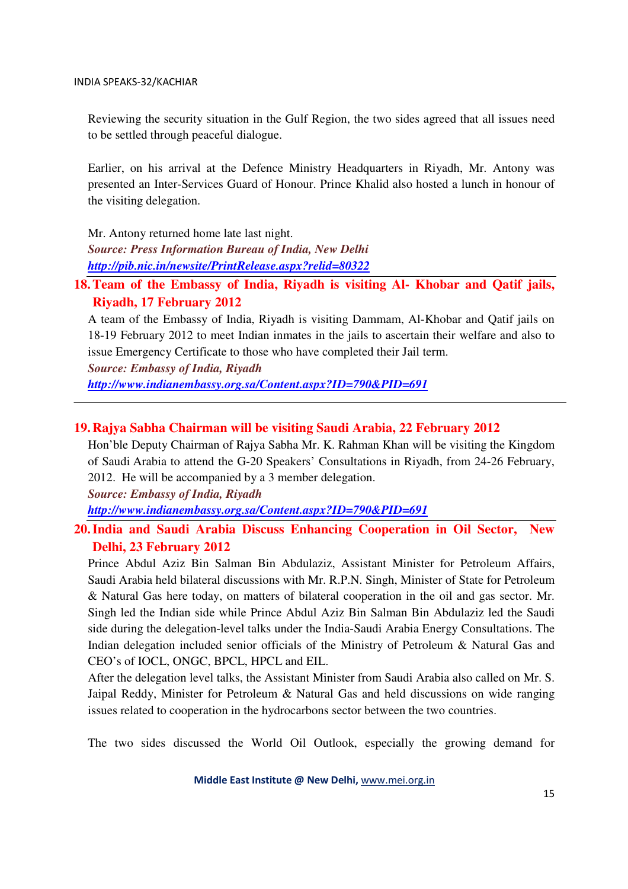Reviewing the security situation in the Gulf Region, the two sides agreed that all issues need to be settled through peaceful dialogue.

Earlier, on his arrival at the Defence Ministry Headquarters in Riyadh, Mr. Antony was presented an Inter-Services Guard of Honour. Prince Khalid also hosted a lunch in honour of the visiting delegation.

Mr. Antony returned home late last night.
*Source: Press Information Bureau of India, New Delhi*
*http://pib.nic.in/newsite/PrintRelease.aspx?relid=80322*

## 18. Team of the Embassy of India, Riyadh is visiting Al- Khobar and Qatif jails, Riyadh, 17 February 2012

A team of the Embassy of India, Riyadh is visiting Dammam, Al-Khobar and Qatif jails on 18-19 February 2012 to meet Indian inmates in the jails to ascertain their welfare and also to issue Emergency Certificate to those who have completed their Jail term.
*Source: Embassy of India, Riyadh*
*http://www.indianembassy.org.sa/Content.aspx?ID=790&PID=691*

## 19. Rajya Sabha Chairman will be visiting Saudi Arabia, 22 February 2012

Hon'ble Deputy Chairman of Rajya Sabha Mr. K. Rahman Khan will be visiting the Kingdom of Saudi Arabia to attend the G-20 Speakers' Consultations in Riyadh, from 24-26 February, 2012. He will be accompanied by a 3 member delegation.
*Source: Embassy of India, Riyadh*
*http://www.indianembassy.org.sa/Content.aspx?ID=790&PID=691*

## 20. India and Saudi Arabia Discuss Enhancing Cooperation in Oil Sector, New Delhi, 23 February 2012

Prince Abdul Aziz Bin Salman Bin Abdulaziz, Assistant Minister for Petroleum Affairs, Saudi Arabia held bilateral discussions with Mr. R.P.N. Singh, Minister of State for Petroleum & Natural Gas here today, on matters of bilateral cooperation in the oil and gas sector. Mr. Singh led the Indian side while Prince Abdul Aziz Bin Salman Bin Abdulaziz led the Saudi side during the delegation-level talks under the India-Saudi Arabia Energy Consultations. The Indian delegation included senior officials of the Ministry of Petroleum & Natural Gas and CEO's of IOCL, ONGC, BPCL, HPCL and EIL.

After the delegation level talks, the Assistant Minister from Saudi Arabia also called on Mr. S. Jaipal Reddy, Minister for Petroleum & Natural Gas and held discussions on wide ranging issues related to cooperation in the hydrocarbons sector between the two countries.

The two sides discussed the World Oil Outlook, especially the growing demand for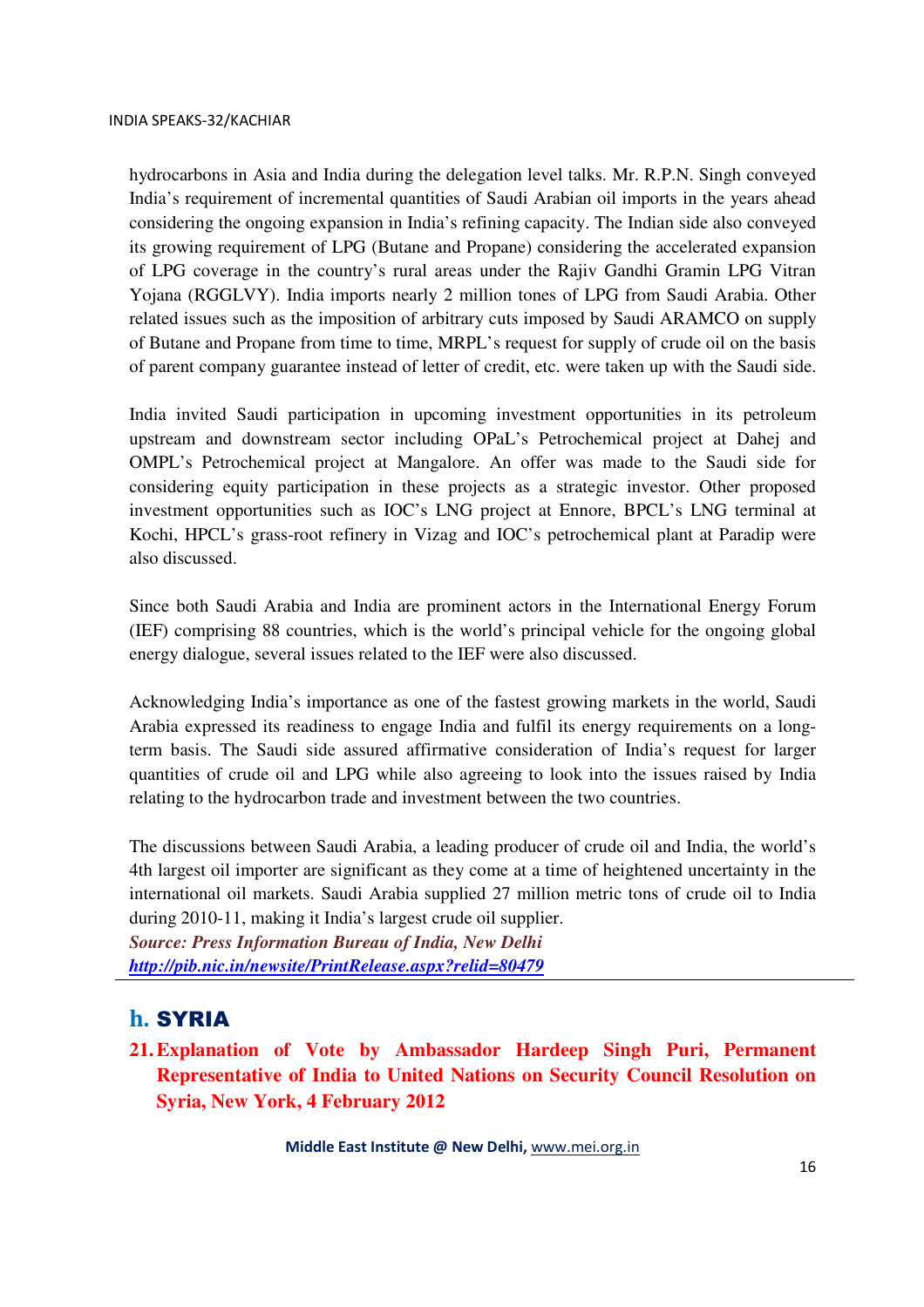hydrocarbons in Asia and India during the delegation level talks. Mr. R.P.N. Singh conveyed India's requirement of incremental quantities of Saudi Arabian oil imports in the years ahead considering the ongoing expansion in India's refining capacity. The Indian side also conveyed its growing requirement of LPG (Butane and Propane) considering the accelerated expansion of LPG coverage in the country's rural areas under the Rajiv Gandhi Gramin LPG Vitran Yojana (RGGLVY). India imports nearly 2 million tones of LPG from Saudi Arabia. Other related issues such as the imposition of arbitrary cuts imposed by Saudi ARAMCO on supply of Butane and Propane from time to time, MRPL's request for supply of crude oil on the basis of parent company guarantee instead of letter of credit, etc. were taken up with the Saudi side.

India invited Saudi participation in upcoming investment opportunities in its petroleum upstream and downstream sector including OPaL's Petrochemical project at Dahej and OMPL's Petrochemical project at Mangalore. An offer was made to the Saudi side for considering equity participation in these projects as a strategic investor. Other proposed investment opportunities such as IOC's LNG project at Ennore, BPCL's LNG terminal at Kochi, HPCL's grass-root refinery in Vizag and IOC's petrochemical plant at Paradip were also discussed.

Since both Saudi Arabia and India are prominent actors in the International Energy Forum (IEF) comprising 88 countries, which is the world's principal vehicle for the ongoing global energy dialogue, several issues related to the IEF were also discussed.

Acknowledging India's importance as one of the fastest growing markets in the world, Saudi Arabia expressed its readiness to engage India and fulfil its energy requirements on a long-term basis. The Saudi side assured affirmative consideration of India's request for larger quantities of crude oil and LPG while also agreeing to look into the issues raised by India relating to the hydrocarbon trade and investment between the two countries.

The discussions between Saudi Arabia, a leading producer of crude oil and India, the world's 4th largest oil importer are significant as they come at a time of heightened uncertainty in the international oil markets. Saudi Arabia supplied 27 million metric tons of crude oil to India during 2010-11, making it India's largest crude oil supplier.

***Source: Press Information Bureau of India, New Delhi***
***http://pib.nic.in/newsite/PrintRelease.aspx?relid=80479***

---

## h. SYRIA

### 21. Explanation of Vote by Ambassador Hardeep Singh Puri, Permanent Representative of India to United Nations on Security Council Resolution on Syria, New York, 4 February 2012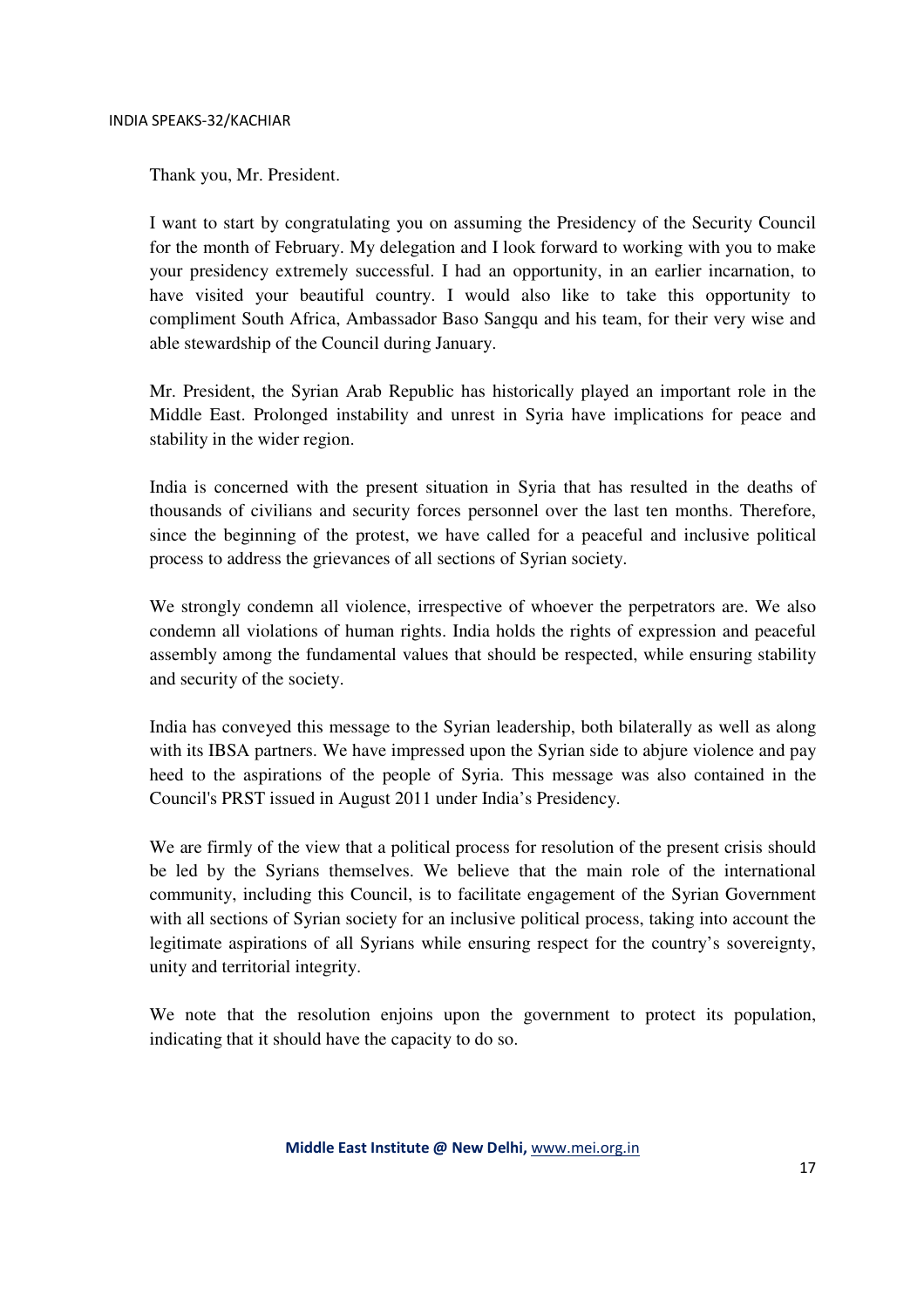Thank you, Mr. President.

I want to start by congratulating you on assuming the Presidency of the Security Council for the month of February. My delegation and I look forward to working with you to make your presidency extremely successful. I had an opportunity, in an earlier incarnation, to have visited your beautiful country. I would also like to take this opportunity to compliment South Africa, Ambassador Baso Sangqu and his team, for their very wise and able stewardship of the Council during January.

Mr. President, the Syrian Arab Republic has historically played an important role in the Middle East. Prolonged instability and unrest in Syria have implications for peace and stability in the wider region.

India is concerned with the present situation in Syria that has resulted in the deaths of thousands of civilians and security forces personnel over the last ten months. Therefore, since the beginning of the protest, we have called for a peaceful and inclusive political process to address the grievances of all sections of Syrian society.

We strongly condemn all violence, irrespective of whoever the perpetrators are. We also condemn all violations of human rights. India holds the rights of expression and peaceful assembly among the fundamental values that should be respected, while ensuring stability and security of the society.

India has conveyed this message to the Syrian leadership, both bilaterally as well as along with its IBSA partners. We have impressed upon the Syrian side to abjure violence and pay heed to the aspirations of the people of Syria. This message was also contained in the Council's PRST issued in August 2011 under India's Presidency.

We are firmly of the view that a political process for resolution of the present crisis should be led by the Syrians themselves. We believe that the main role of the international community, including this Council, is to facilitate engagement of the Syrian Government with all sections of Syrian society for an inclusive political process, taking into account the legitimate aspirations of all Syrians while ensuring respect for the country's sovereignty, unity and territorial integrity.

We note that the resolution enjoins upon the government to protect its population, indicating that it should have the capacity to do so.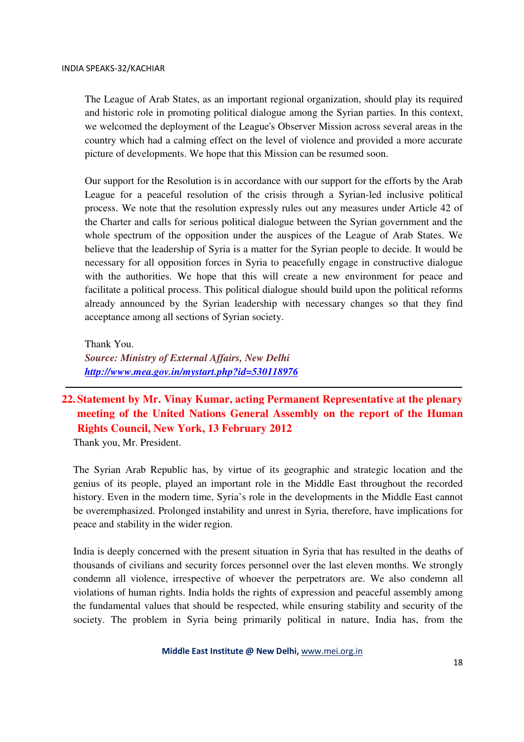The League of Arab States, as an important regional organization, should play its required and historic role in promoting political dialogue among the Syrian parties. In this context, we welcomed the deployment of the League's Observer Mission across several areas in the country which had a calming effect on the level of violence and provided a more accurate picture of developments. We hope that this Mission can be resumed soon.

Our support for the Resolution is in accordance with our support for the efforts by the Arab League for a peaceful resolution of the crisis through a Syrian-led inclusive political process. We note that the resolution expressly rules out any measures under Article 42 of the Charter and calls for serious political dialogue between the Syrian government and the whole spectrum of the opposition under the auspices of the League of Arab States. We believe that the leadership of Syria is a matter for the Syrian people to decide. It would be necessary for all opposition forces in Syria to peacefully engage in constructive dialogue with the authorities. We hope that this will create a new environment for peace and facilitate a political process. This political dialogue should build upon the political reforms already announced by the Syrian leadership with necessary changes so that they find acceptance among all sections of Syrian society.

Thank You.

***Source: Ministry of External Affairs, New Delhi***

***http://www.mea.gov.in/mystart.php?id=530118976***

---

## 22. Statement by Mr. Vinay Kumar, acting Permanent Representative at the plenary meeting of the United Nations General Assembly on the report of the Human Rights Council, New York, 13 February 2012

Thank you, Mr. President.

The Syrian Arab Republic has, by virtue of its geographic and strategic location and the genius of its people, played an important role in the Middle East throughout the recorded history. Even in the modern time, Syria's role in the developments in the Middle East cannot be overemphasized. Prolonged instability and unrest in Syria, therefore, have implications for peace and stability in the wider region.

India is deeply concerned with the present situation in Syria that has resulted in the deaths of thousands of civilians and security forces personnel over the last eleven months. We strongly condemn all violence, irrespective of whoever the perpetrators are. We also condemn all violations of human rights. India holds the rights of expression and peaceful assembly among the fundamental values that should be respected, while ensuring stability and security of the society. The problem in Syria being primarily political in nature, India has, from the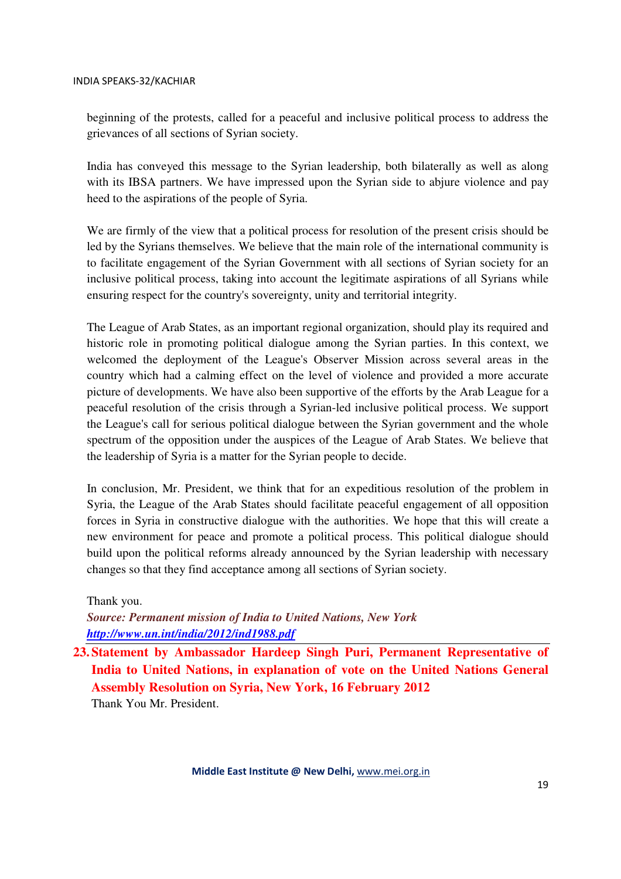beginning of the protests, called for a peaceful and inclusive political process to address the grievances of all sections of Syrian society.

India has conveyed this message to the Syrian leadership, both bilaterally as well as along with its IBSA partners. We have impressed upon the Syrian side to abjure violence and pay heed to the aspirations of the people of Syria.

We are firmly of the view that a political process for resolution of the present crisis should be led by the Syrians themselves. We believe that the main role of the international community is to facilitate engagement of the Syrian Government with all sections of Syrian society for an inclusive political process, taking into account the legitimate aspirations of all Syrians while ensuring respect for the country's sovereignty, unity and territorial integrity.

The League of Arab States, as an important regional organization, should play its required and historic role in promoting political dialogue among the Syrian parties. In this context, we welcomed the deployment of the League's Observer Mission across several areas in the country which had a calming effect on the level of violence and provided a more accurate picture of developments. We have also been supportive of the efforts by the Arab League for a peaceful resolution of the crisis through a Syrian-led inclusive political process. We support the League's call for serious political dialogue between the Syrian government and the whole spectrum of the opposition under the auspices of the League of Arab States. We believe that the leadership of Syria is a matter for the Syrian people to decide.

In conclusion, Mr. President, we think that for an expeditious resolution of the problem in Syria, the League of the Arab States should facilitate peaceful engagement of all opposition forces in Syria in constructive dialogue with the authorities. We hope that this will create a new environment for peace and promote a political process. This political dialogue should build upon the political reforms already announced by the Syrian leadership with necessary changes so that they find acceptance among all sections of Syrian society.

Thank you.

***Source: Permanent mission of India to United Nations, New York***
***http://www.un.int/india/2012/ind1988.pdf***

**23. Statement by Ambassador Hardeep Singh Puri, Permanent Representative of India to United Nations, in explanation of vote on the United Nations General Assembly Resolution on Syria, New York, 16 February 2012**

Thank You Mr. President.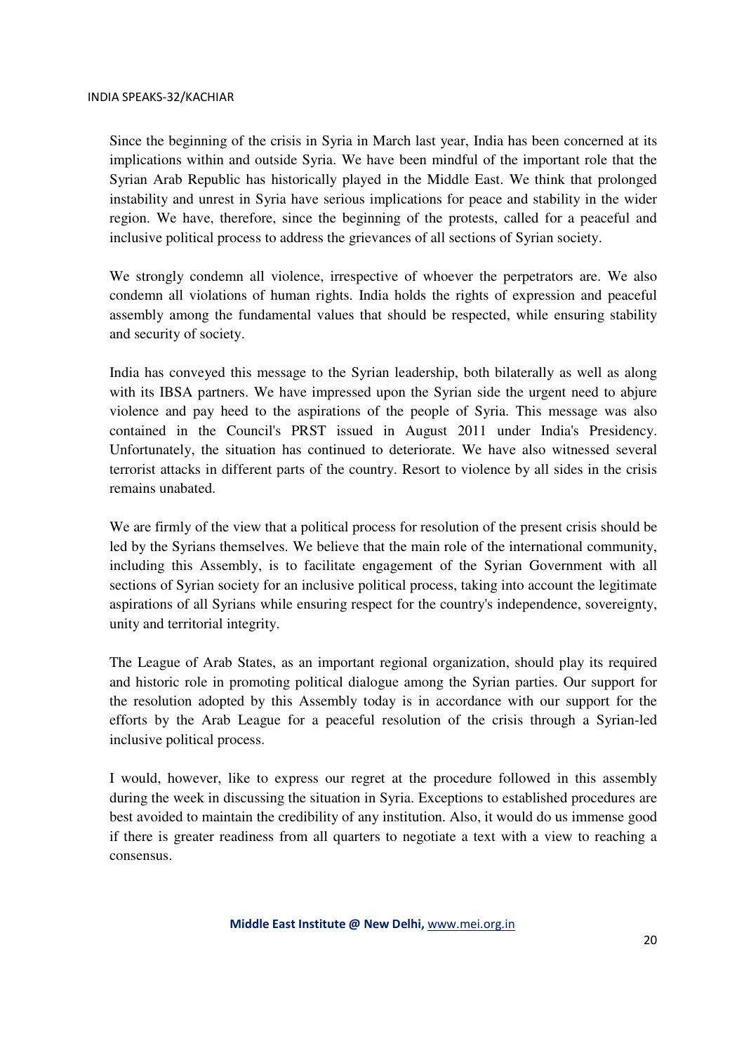Since the beginning of the crisis in Syria in March last year, India has been concerned at its implications within and outside Syria. We have been mindful of the important role that the Syrian Arab Republic has historically played in the Middle East. We think that prolonged instability and unrest in Syria have serious implications for peace and stability in the wider region. We have, therefore, since the beginning of the protests, called for a peaceful and inclusive political process to address the grievances of all sections of Syrian society.

We strongly condemn all violence, irrespective of whoever the perpetrators are. We also condemn all violations of human rights. India holds the rights of expression and peaceful assembly among the fundamental values that should be respected, while ensuring stability and security of society.

India has conveyed this message to the Syrian leadership, both bilaterally as well as along with its IBSA partners. We have impressed upon the Syrian side the urgent need to abjure violence and pay heed to the aspirations of the people of Syria. This message was also contained in the Council's PRST issued in August 2011 under India's Presidency. Unfortunately, the situation has continued to deteriorate. We have also witnessed several terrorist attacks in different parts of the country. Resort to violence by all sides in the crisis remains unabated.

We are firmly of the view that a political process for resolution of the present crisis should be led by the Syrians themselves. We believe that the main role of the international community, including this Assembly, is to facilitate engagement of the Syrian Government with all sections of Syrian society for an inclusive political process, taking into account the legitimate aspirations of all Syrians while ensuring respect for the country's independence, sovereignty, unity and territorial integrity.

The League of Arab States, as an important regional organization, should play its required and historic role in promoting political dialogue among the Syrian parties. Our support for the resolution adopted by this Assembly today is in accordance with our support for the efforts by the Arab League for a peaceful resolution of the crisis through a Syrian-led inclusive political process.

I would, however, like to express our regret at the procedure followed in this assembly during the week in discussing the situation in Syria. Exceptions to established procedures are best avoided to maintain the credibility of any institution. Also, it would do us immense good if there is greater readiness from all quarters to negotiate a text with a view to reaching a consensus.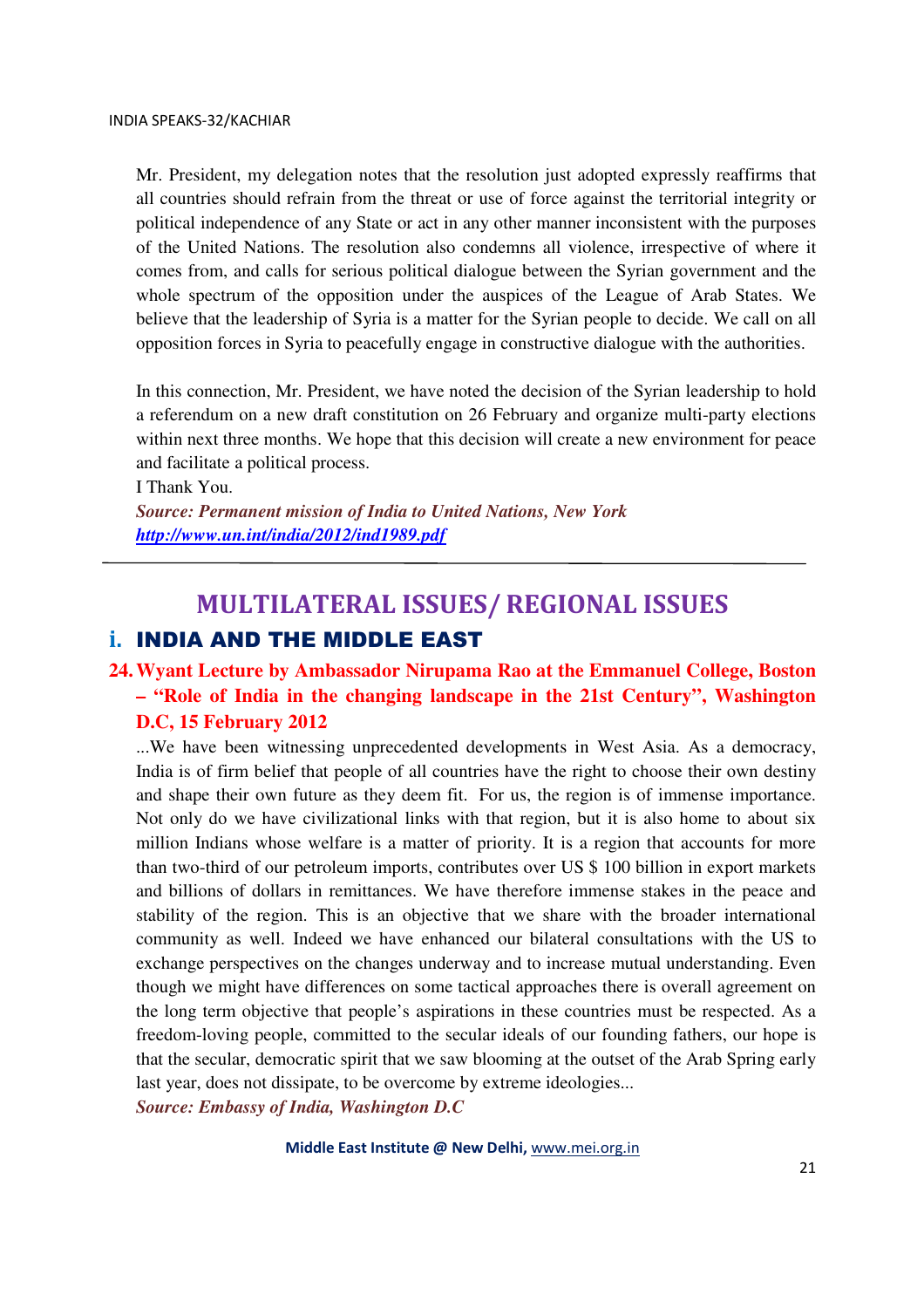Mr. President, my delegation notes that the resolution just adopted expressly reaffirms that all countries should refrain from the threat or use of force against the territorial integrity or political independence of any State or act in any other manner inconsistent with the purposes of the United Nations. The resolution also condemns all violence, irrespective of where it comes from, and calls for serious political dialogue between the Syrian government and the whole spectrum of the opposition under the auspices of the League of Arab States. We believe that the leadership of Syria is a matter for the Syrian people to decide. We call on all opposition forces in Syria to peacefully engage in constructive dialogue with the authorities.

In this connection, Mr. President, we have noted the decision of the Syrian leadership to hold a referendum on a new draft constitution on 26 February and organize multi-party elections within next three months. We hope that this decision will create a new environment for peace and facilitate a political process.

I Thank You.

***Source: Permanent mission of India to United Nations, New York***
***http://www.un.int/india/2012/ind1989.pdf***

---

# MULTILATERAL ISSUES/ REGIONAL ISSUES

## i. INDIA AND THE MIDDLE EAST

### 24. Wyant Lecture by Ambassador Nirupama Rao at the Emmanuel College, Boston – "Role of India in the changing landscape in the 21st Century", Washington D.C, 15 February 2012

...We have been witnessing unprecedented developments in West Asia. As a democracy, India is of firm belief that people of all countries have the right to choose their own destiny and shape their own future as they deem fit. For us, the region is of immense importance. Not only do we have civilizational links with that region, but it is also home to about six million Indians whose welfare is a matter of priority. It is a region that accounts for more than two-third of our petroleum imports, contributes over US $ 100 billion in export markets and billions of dollars in remittances. We have therefore immense stakes in the peace and stability of the region. This is an objective that we share with the broader international community as well. Indeed we have enhanced our bilateral consultations with the US to exchange perspectives on the changes underway and to increase mutual understanding. Even though we might have differences on some tactical approaches there is overall agreement on the long term objective that people's aspirations in these countries must be respected. As a freedom-loving people, committed to the secular ideals of our founding fathers, our hope is that the secular, democratic spirit that we saw blooming at the outset of the Arab Spring early last year, does not dissipate, to be overcome by extreme ideologies...

***Source: Embassy of India, Washington D.C***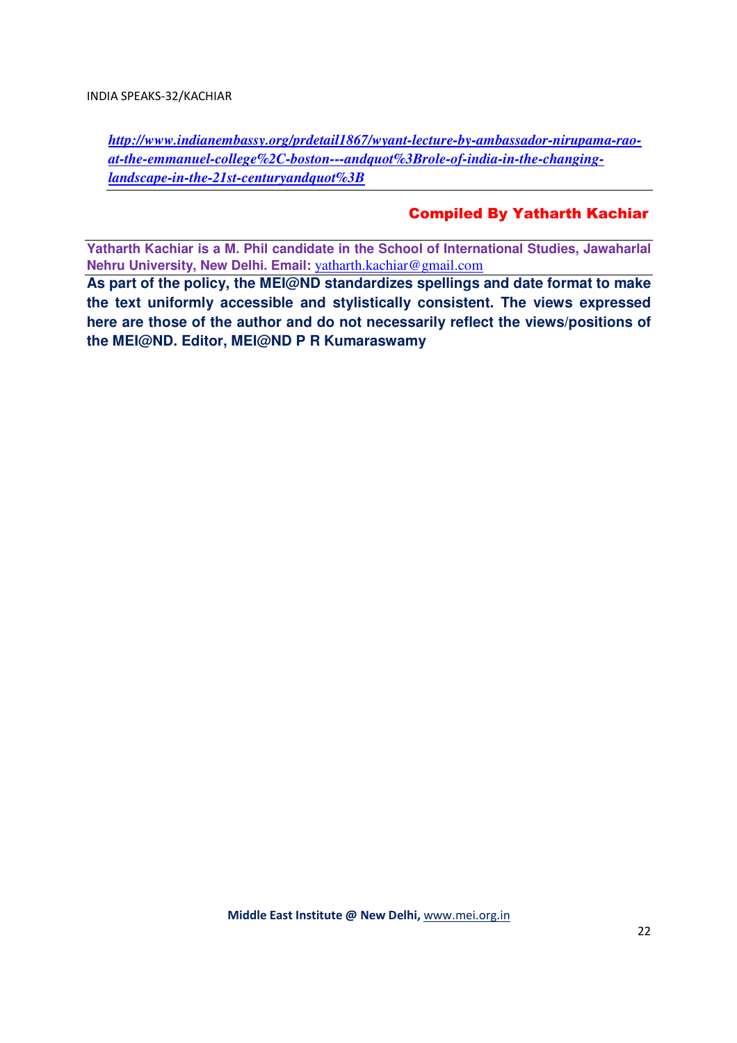*[http://www.indianembassy.org/prdetail1867/wyant-lecture-by-ambassador-nirupama-rao-at-the-emmanuel-college%2C-boston---andquot%3Brole-of-india-in-the-changing-landscape-in-the-21st-centuryandquot%3B](http://www.indianembassy.org/prdetail1867/wyant-lecture-by-ambassador-nirupama-rao-at-the-emmanuel-college%2C-boston---andquot%3Brole-of-india-in-the-changing-landscape-in-the-21st-centuryandquot%3B)*

---

**Compiled By Yatharth Kachiar**

---

**Yatharth Kachiar is a M. Phil candidate in the School of International Studies, Jawaharlal Nehru University, New Delhi. Email:** yatharth.kachiar@gmail.com

---

**As part of the policy, the MEI@ND standardizes spellings and date format to make the text uniformly accessible and stylistically consistent. The views expressed here are those of the author and do not necessarily reflect the views/positions of the MEI@ND. Editor, MEI@ND P R Kumaraswamy**